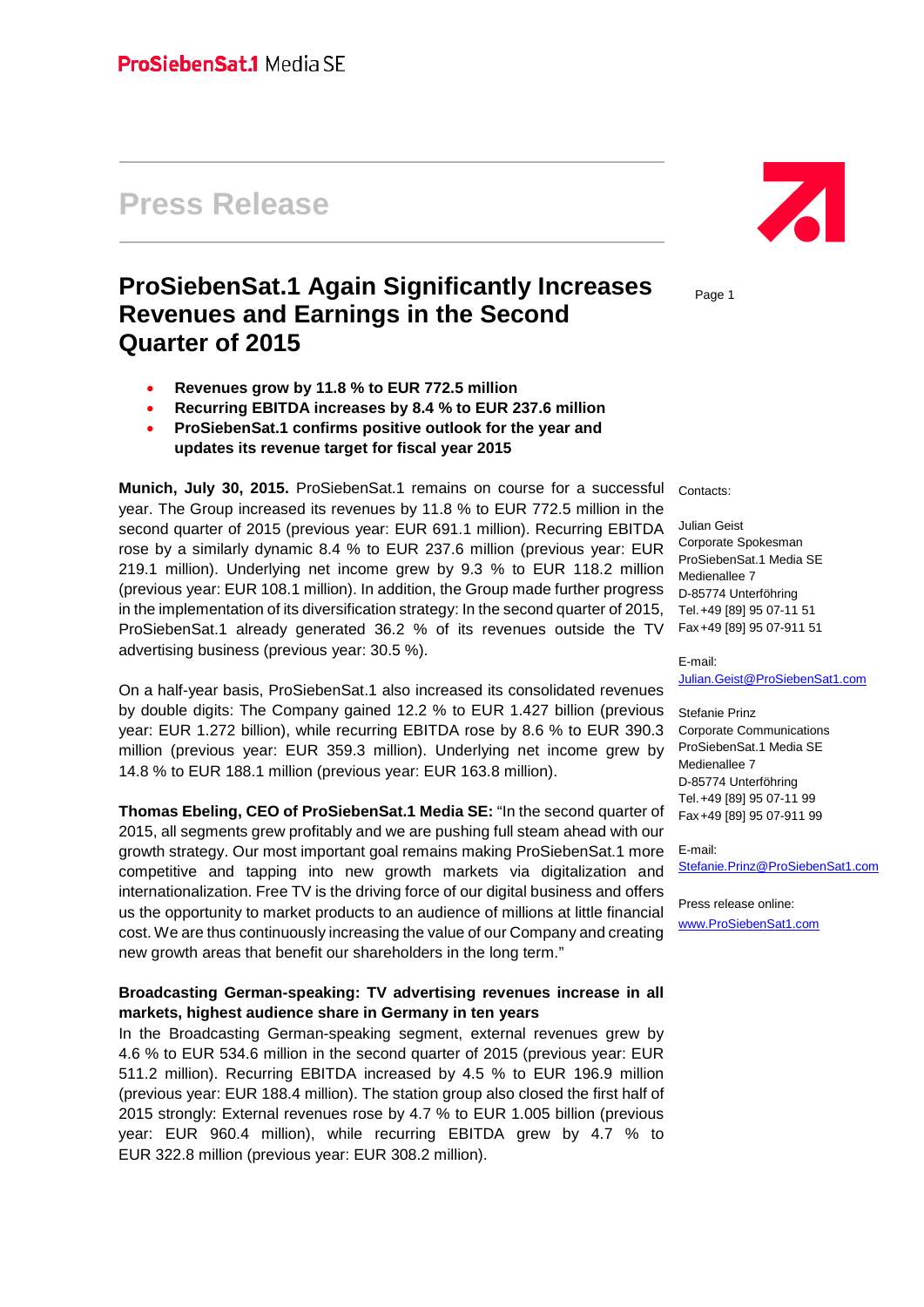ProSiebenSat.1 Media SE

# Press Release

## ProSiebenSat.1 Again Significantly Increases Revenues and Earnings in the Second Quarter of 2015

- **Revenues grow by 11.8 % to EUR 772.5 million**
- **Recurring EBITDA increases by 8.4 % to EUR 237.6 million**
- **ProSiebenSat.1 confirms positive outlook for the year and updates its revenue target for fiscal year 2015**

**Munich, July 30, 2015.** ProSiebenSat.1 remains on course for a successful year. The Group increased its revenues by 11.8 % to EUR 772.5 million in the second quarter of 2015 (previous year: EUR 691.1 million). Recurring EBITDA rose by a similarly dynamic 8.4 % to EUR 237.6 million (previous year: EUR 219.1 million). Underlying net income grew by 9.3 % to EUR 118.2 million (previous year: EUR 108.1 million). In addition, the Group made further progress in the implementation of its diversification strategy: In the second quarter of 2015, ProSiebenSat.1 already generated 36.2 % of its revenues outside the TV advertising business (previous year: 30.5 %).

On a half-year basis, ProSiebenSat.1 also increased its consolidated revenues by double digits: The Company gained 12.2 % to EUR 1.427 billion (previous year: EUR 1.272 billion), while recurring EBITDA rose by 8.6 % to EUR 390.3 million (previous year: EUR 359.3 million). Underlying net income grew by 14.8 % to EUR 188.1 million (previous year: EUR 163.8 million).

**Thomas Ebeling, CEO of ProSiebenSat.1 Media SE:** "In the second quarter of 2015, all segments grew profitably and we are pushing full steam ahead with our growth strategy. Our most important goal remains making ProSiebenSat.1 more competitive and tapping into new growth markets via digitalization and internationalization. Free TV is the driving force of our digital business and offers us the opportunity to market products to an audience of millions at little financial cost. We are thus continuously increasing the value of our Company and creating new growth areas that benefit our shareholders in the long term."

**Broadcasting German-speaking: TV advertising revenues increase in all markets, highest audience share in Germany in ten years**

In the Broadcasting German-speaking segment, external revenues grew by 4.6 % to EUR 534.6 million in the second quarter of 2015 (previous year: EUR 511.2 million). Recurring EBITDA increased by 4.5 % to EUR 196.9 million (previous year: EUR 188.4 million). The station group also closed the first half of 2015 strongly: External revenues rose by 4.7 % to EUR 1.005 billion (previous year: EUR 960.4 million), while recurring EBITDA grew by 4.7 % to EUR 322.8 million (previous year: EUR 308.2 million).

Contacts:

Julian Geist
Corporate Spokesman
ProSiebenSat.1 Media SE
Medienallee 7
D-85774 Unterföhring
Tel. +49 [89] 95 07-11 51
Fax +49 [89] 95 07-911 51

E-mail:
Julian.Geist@ProSiebenSat1.com

Stefanie Prinz
Corporate Communications
ProSiebenSat.1 Media SE
Medienallee 7
D-85774 Unterföhring
Tel. +49 [89] 95 07-11 99
Fax +49 [89] 95 07-911 99

E-mail:
Stefanie.Prinz@ProSiebenSat1.com

Press release online:
www.ProSiebenSat1.com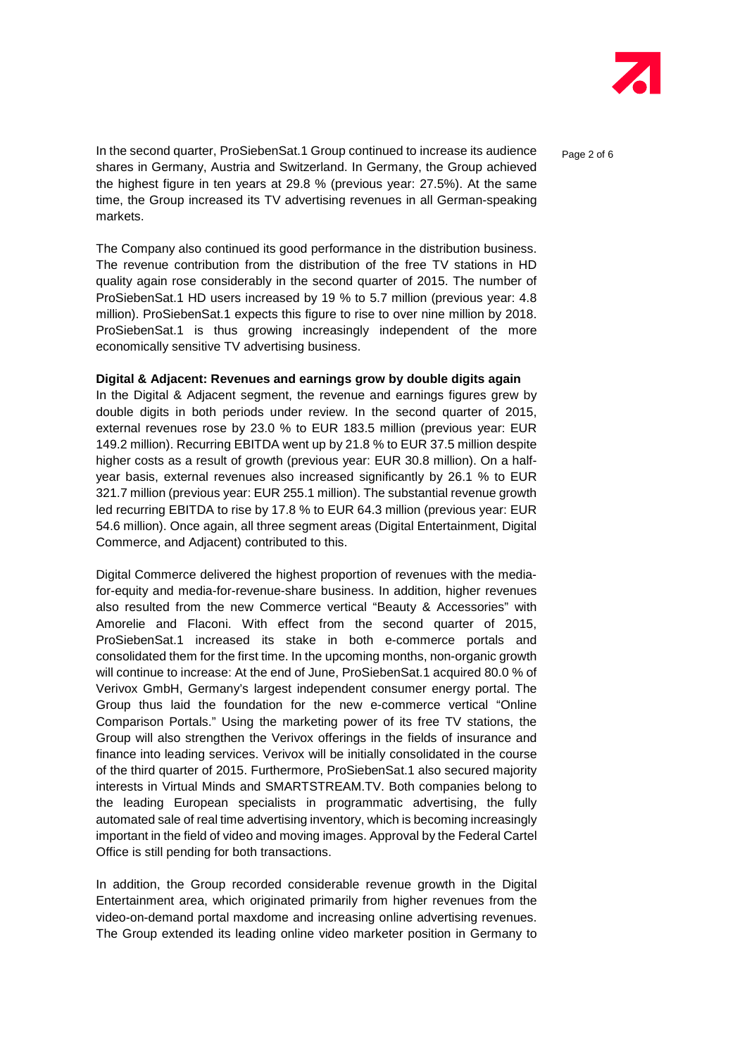In the second quarter, ProSiebenSat.1 Group continued to increase its audience shares in Germany, Austria and Switzerland. In Germany, the Group achieved the highest figure in ten years at 29.8 % (previous year: 27.5%). At the same time, the Group increased its TV advertising revenues in all German-speaking markets.

The Company also continued its good performance in the distribution business. The revenue contribution from the distribution of the free TV stations in HD quality again rose considerably in the second quarter of 2015. The number of ProSiebenSat.1 HD users increased by 19 % to 5.7 million (previous year: 4.8 million). ProSiebenSat.1 expects this figure to rise to over nine million by 2018. ProSiebenSat.1 is thus growing increasingly independent of the more economically sensitive TV advertising business.

**Digital & Adjacent: Revenues and earnings grow by double digits again**

In the Digital & Adjacent segment, the revenue and earnings figures grew by double digits in both periods under review. In the second quarter of 2015, external revenues rose by 23.0 % to EUR 183.5 million (previous year: EUR 149.2 million). Recurring EBITDA went up by 21.8 % to EUR 37.5 million despite higher costs as a result of growth (previous year: EUR 30.8 million). On a half-year basis, external revenues also increased significantly by 26.1 % to EUR 321.7 million (previous year: EUR 255.1 million). The substantial revenue growth led recurring EBITDA to rise by 17.8 % to EUR 64.3 million (previous year: EUR 54.6 million). Once again, all three segment areas (Digital Entertainment, Digital Commerce, and Adjacent) contributed to this.

Digital Commerce delivered the highest proportion of revenues with the media-for-equity and media-for-revenue-share business. In addition, higher revenues also resulted from the new Commerce vertical "Beauty & Accessories" with Amorelie and Flaconi. With effect from the second quarter of 2015, ProSiebenSat.1 increased its stake in both e-commerce portals and consolidated them for the first time. In the upcoming months, non-organic growth will continue to increase: At the end of June, ProSiebenSat.1 acquired 80.0 % of Verivox GmbH, Germany's largest independent consumer energy portal. The Group thus laid the foundation for the new e-commerce vertical "Online Comparison Portals." Using the marketing power of its free TV stations, the Group will also strengthen the Verivox offerings in the fields of insurance and finance into leading services. Verivox will be initially consolidated in the course of the third quarter of 2015. Furthermore, ProSiebenSat.1 also secured majority interests in Virtual Minds and SMARTSTREAM.TV. Both companies belong to the leading European specialists in programmatic advertising, the fully automated sale of real time advertising inventory, which is becoming increasingly important in the field of video and moving images. Approval by the Federal Cartel Office is still pending for both transactions.

In addition, the Group recorded considerable revenue growth in the Digital Entertainment area, which originated primarily from higher revenues from the video-on-demand portal maxdome and increasing online advertising revenues. The Group extended its leading online video marketer position in Germany to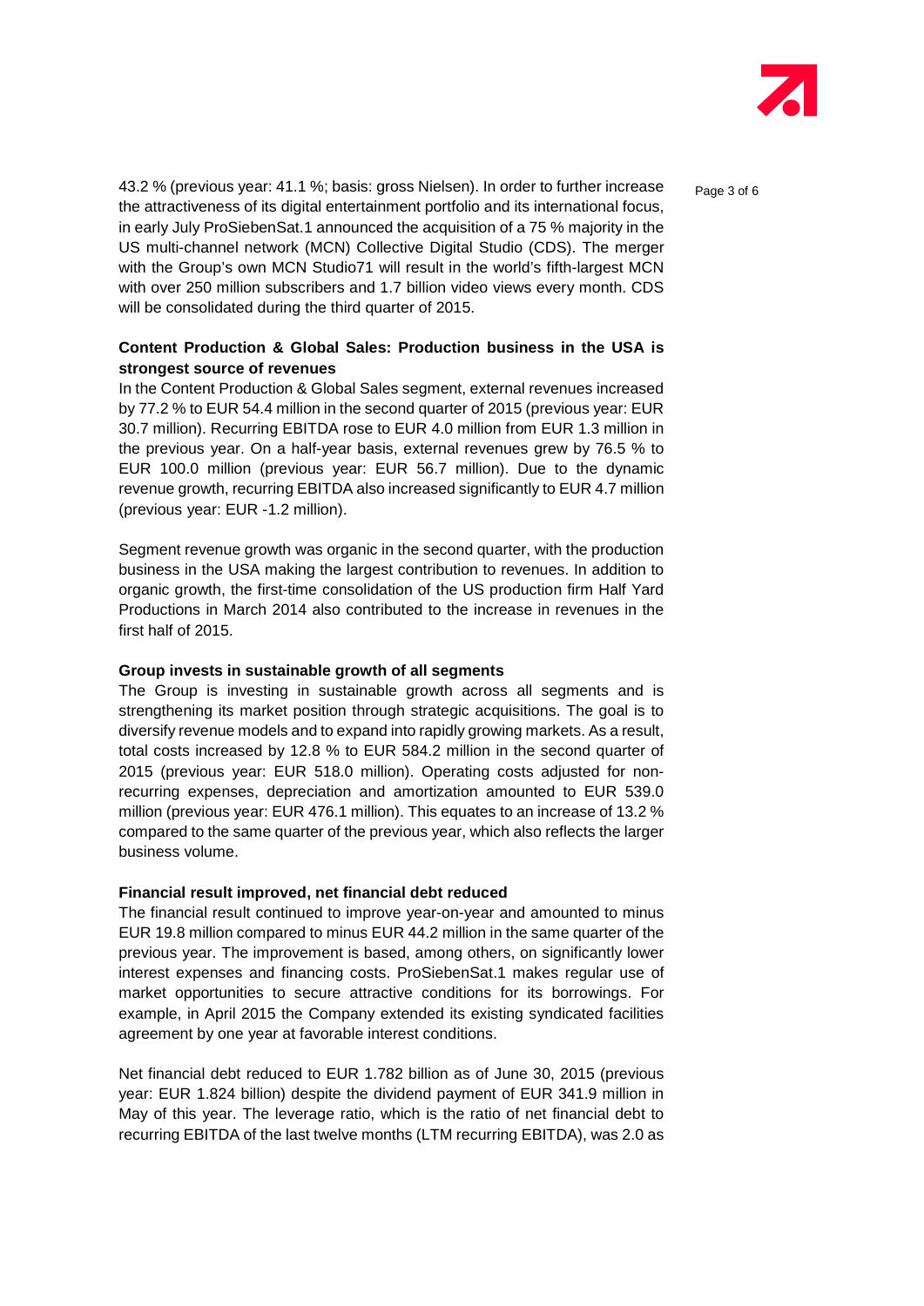43.2 % (previous year: 41.1 %; basis: gross Nielsen). In order to further increase the attractiveness of its digital entertainment portfolio and its international focus, in early July ProSiebenSat.1 announced the acquisition of a 75 % majority in the US multi-channel network (MCN) Collective Digital Studio (CDS). The merger with the Group's own MCN Studio71 will result in the world's fifth-largest MCN with over 250 million subscribers and 1.7 billion video views every month. CDS will be consolidated during the third quarter of 2015.

**Content Production & Global Sales: Production business in the USA is strongest source of revenues**

In the Content Production & Global Sales segment, external revenues increased by 77.2 % to EUR 54.4 million in the second quarter of 2015 (previous year: EUR 30.7 million). Recurring EBITDA rose to EUR 4.0 million from EUR 1.3 million in the previous year. On a half-year basis, external revenues grew by 76.5 % to EUR 100.0 million (previous year: EUR 56.7 million). Due to the dynamic revenue growth, recurring EBITDA also increased significantly to EUR 4.7 million (previous year: EUR -1.2 million).

Segment revenue growth was organic in the second quarter, with the production business in the USA making the largest contribution to revenues. In addition to organic growth, the first-time consolidation of the US production firm Half Yard Productions in March 2014 also contributed to the increase in revenues in the first half of 2015.

**Group invests in sustainable growth of all segments**

The Group is investing in sustainable growth across all segments and is strengthening its market position through strategic acquisitions. The goal is to diversify revenue models and to expand into rapidly growing markets. As a result, total costs increased by 12.8 % to EUR 584.2 million in the second quarter of 2015 (previous year: EUR 518.0 million). Operating costs adjusted for non-recurring expenses, depreciation and amortization amounted to EUR 539.0 million (previous year: EUR 476.1 million). This equates to an increase of 13.2 % compared to the same quarter of the previous year, which also reflects the larger business volume.

**Financial result improved, net financial debt reduced**

The financial result continued to improve year-on-year and amounted to minus EUR 19.8 million compared to minus EUR 44.2 million in the same quarter of the previous year. The improvement is based, among others, on significantly lower interest expenses and financing costs. ProSiebenSat.1 makes regular use of market opportunities to secure attractive conditions for its borrowings. For example, in April 2015 the Company extended its existing syndicated facilities agreement by one year at favorable interest conditions.

Net financial debt reduced to EUR 1.782 billion as of June 30, 2015 (previous year: EUR 1.824 billion) despite the dividend payment of EUR 341.9 million in May of this year. The leverage ratio, which is the ratio of net financial debt to recurring EBITDA of the last twelve months (LTM recurring EBITDA), was 2.0 as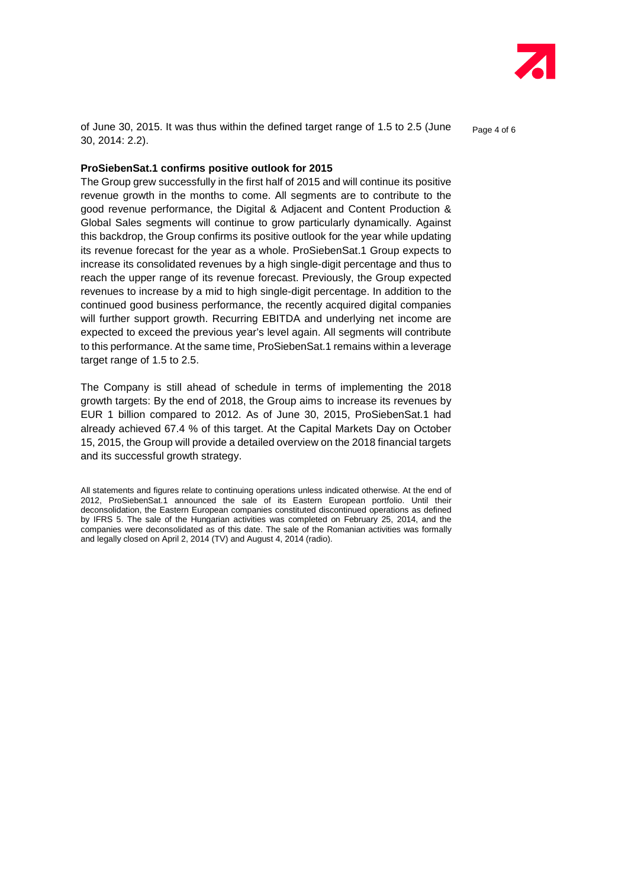of June 30, 2015. It was thus within the defined target range of 1.5 to 2.5 (June 30, 2014: 2.2).

**ProSiebenSat.1 confirms positive outlook for 2015**

The Group grew successfully in the first half of 2015 and will continue its positive revenue growth in the months to come. All segments are to contribute to the good revenue performance, the Digital & Adjacent and Content Production & Global Sales segments will continue to grow particularly dynamically. Against this backdrop, the Group confirms its positive outlook for the year while updating its revenue forecast for the year as a whole. ProSiebenSat.1 Group expects to increase its consolidated revenues by a high single-digit percentage and thus to reach the upper range of its revenue forecast. Previously, the Group expected revenues to increase by a mid to high single-digit percentage. In addition to the continued good business performance, the recently acquired digital companies will further support growth. Recurring EBITDA and underlying net income are expected to exceed the previous year's level again. All segments will contribute to this performance. At the same time, ProSiebenSat.1 remains within a leverage target range of 1.5 to 2.5.

The Company is still ahead of schedule in terms of implementing the 2018 growth targets: By the end of 2018, the Group aims to increase its revenues by EUR 1 billion compared to 2012. As of June 30, 2015, ProSiebenSat.1 had already achieved 67.4 % of this target. At the Capital Markets Day on October 15, 2015, the Group will provide a detailed overview on the 2018 financial targets and its successful growth strategy.

All statements and figures relate to continuing operations unless indicated otherwise. At the end of 2012, ProSiebenSat.1 announced the sale of its Eastern European portfolio. Until their deconsolidation, the Eastern European companies constituted discontinued operations as defined by IFRS 5. The sale of the Hungarian activities was completed on February 25, 2014, and the companies were deconsolidated as of this date. The sale of the Romanian activities was formally and legally closed on April 2, 2014 (TV) and August 4, 2014 (radio).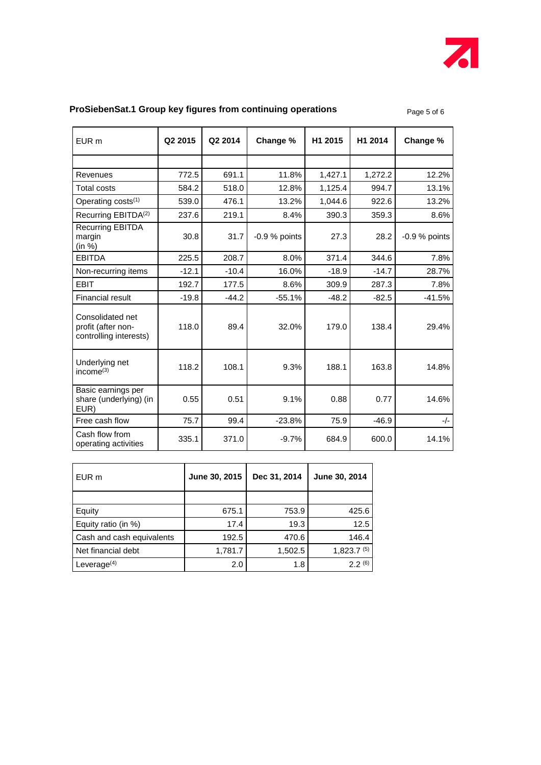## ProSiebenSat.1 Group key figures from continuing operations

| EUR m | Q2 2015 | Q2 2014 | Change % | H1 2015 | H1 2014 | Change % |
|---|---|---|---|---|---|---|
| | | | | | | |
| Revenues | 772.5 | 691.1 | 11.8% | 1,427.1 | 1,272.2 | 12.2% |
| Total costs | 584.2 | 518.0 | 12.8% | 1,125.4 | 994.7 | 13.1% |
| Operating costs[1] | 539.0 | 476.1 | 13.2% | 1,044.6 | 922.6 | 13.2% |
| Recurring EBITDA[2] | 237.6 | 219.1 | 8.4% | 390.3 | 359.3 | 8.6% |
| Recurring EBITDA margin (in %) | 30.8 | 31.7 | -0.9 % points | 27.3 | 28.2 | -0.9 % points |
| EBITDA | 225.5 | 208.7 | 8.0% | 371.4 | 344.6 | 7.8% |
| Non-recurring items | -12.1 | -10.4 | 16.0% | -18.9 | -14.7 | 28.7% |
| EBIT | 192.7 | 177.5 | 8.6% | 309.9 | 287.3 | 7.8% |
| Financial result | -19.8 | -44.2 | -55.1% | -48.2 | -82.5 | -41.5% |
| Consolidated net profit (after non-controlling interests) | 118.0 | 89.4 | 32.0% | 179.0 | 138.4 | 29.4% |
| Underlying net income[3] | 118.2 | 108.1 | 9.3% | 188.1 | 163.8 | 14.8% |
| Basic earnings per share (underlying) (in EUR) | 0.55 | 0.51 | 9.1% | 0.88 | 0.77 | 14.6% |
| Free cash flow | 75.7 | 99.4 | -23.8% | 75.9 | -46.9 | -/- |
| Cash flow from operating activities | 335.1 | 371.0 | -9.7% | 684.9 | 600.0 | 14.1% |

| EUR m | June 30, 2015 | Dec 31, 2014 | June 30, 2014 |
|---|---|---|---|
| | | | |
| Equity | 675.1 | 753.9 | 425.6 |
| Equity ratio (in %) | 17.4 | 19.3 | 12.5 |
| Cash and cash equivalents | 192.5 | 470.6 | 146.4 |
| Net financial debt | 1,781.7 | 1,502.5 | 1,823.7 [5] |
| Leverage[4] | 2.0 | 1.8 | 2.2 [6] |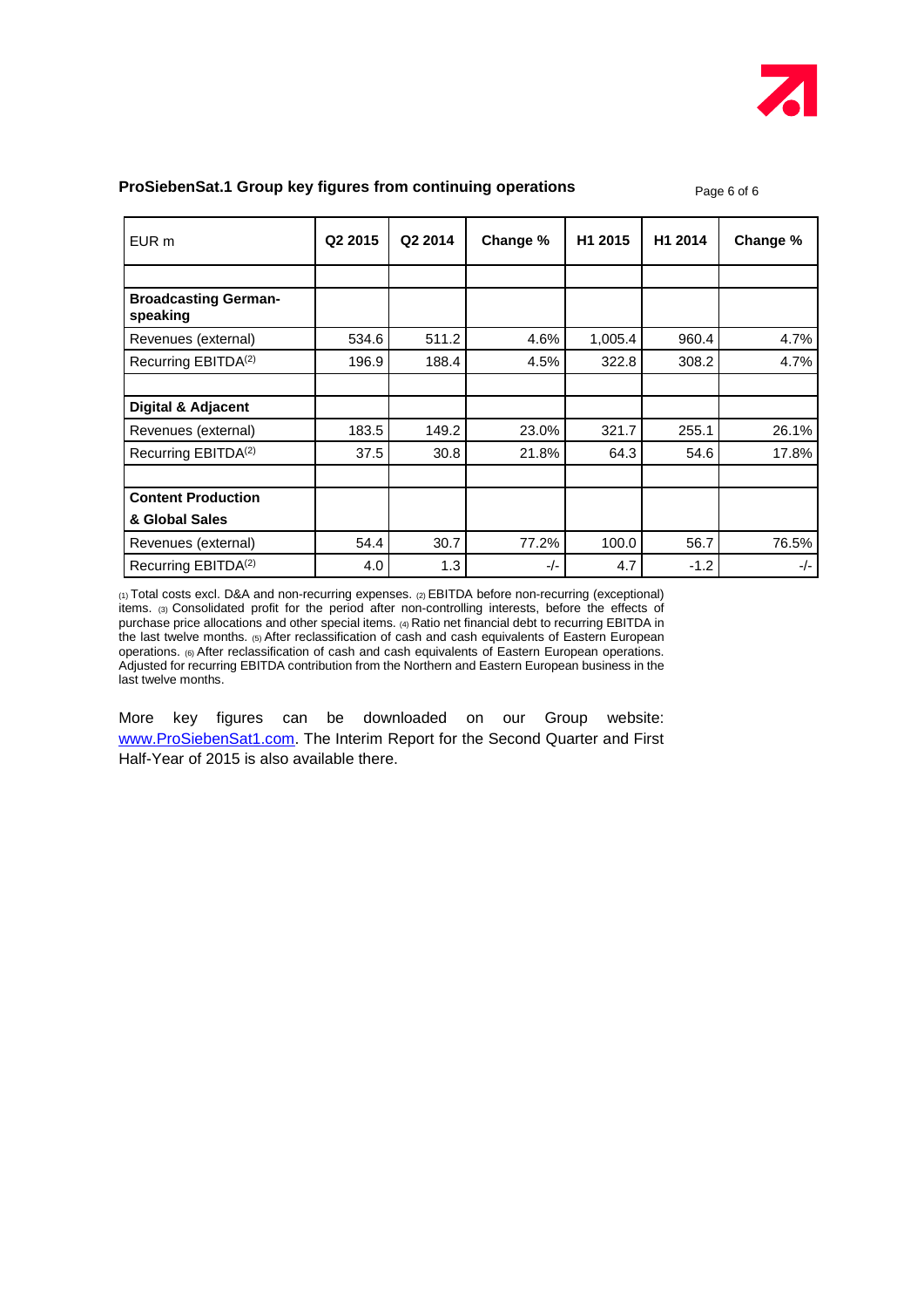**ProSiebenSat.1 Group key figures from continuing operations**

| EUR m | Q2 2015 | Q2 2014 | Change % | H1 2015 | H1 2014 | Change % |
|---|---|---|---|---|---|---|
| | | | | | | |
| **Broadcasting German-speaking** | | | | | | |
| Revenues (external) | 534.6 | 511.2 | 4.6% | 1,005.4 | 960.4 | 4.7% |
| Recurring EBITDA(2) | 196.9 | 188.4 | 4.5% | 322.8 | 308.2 | 4.7% |
| | | | | | | |
| **Digital & Adjacent** | | | | | | |
| Revenues (external) | 183.5 | 149.2 | 23.0% | 321.7 | 255.1 | 26.1% |
| Recurring EBITDA(2) | 37.5 | 30.8 | 21.8% | 64.3 | 54.6 | 17.8% |
| | | | | | | |
| **Content Production & Global Sales** | | | | | | |
| Revenues (external) | 54.4 | 30.7 | 77.2% | 100.0 | 56.7 | 76.5% |
| Recurring EBITDA(2) | 4.0 | 1.3 | -/- | 4.7 | -1.2 | -/- |

(1) Total costs excl. D&A and non-recurring expenses. (2) EBITDA before non-recurring (exceptional) items. (3) Consolidated profit for the period after non-controlling interests, before the effects of purchase price allocations and other special items. (4) Ratio net financial debt to recurring EBITDA in the last twelve months. (5) After reclassification of cash and cash equivalents of Eastern European operations. (6) After reclassification of cash and cash equivalents of Eastern European operations. Adjusted for recurring EBITDA contribution from the Northern and Eastern European business in the last twelve months.

More key figures can be downloaded on our Group website: www.ProSiebenSat1.com. The Interim Report for the Second Quarter and First Half-Year of 2015 is also available there.